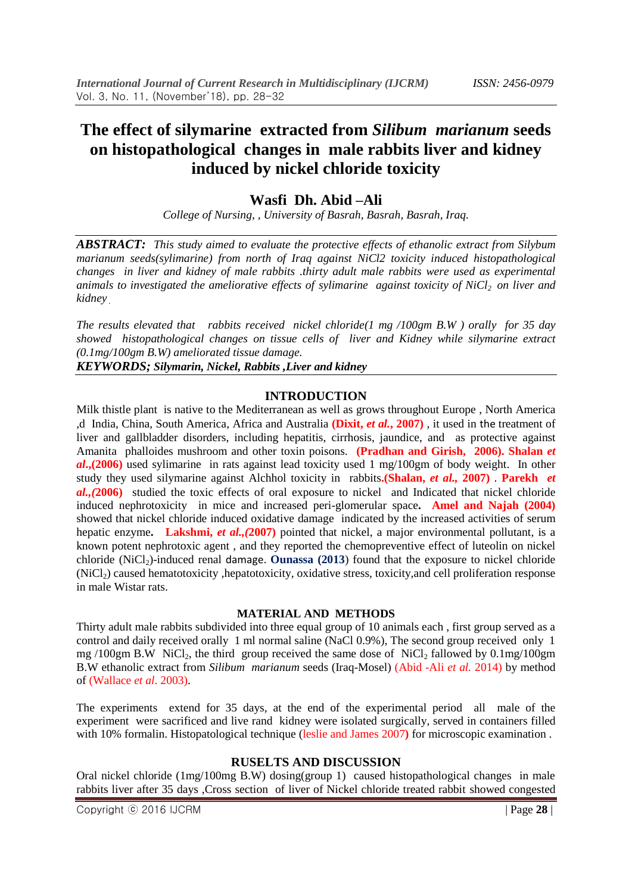# The effect of silymarine extracted from *Silibum marianum* seeds on histopathological changes in male rabbits liver and kidney induced by nickel chloride toxicity

## Wasfi Dh. Abid –Ali

*College of Nursing, , University of Basrah, Basrah, Basrah, Iraq.*

***ABSTRACT:*** *This study aimed to evaluate the protective effects of ethanolic extract from Silybum marianum seeds(sylimarine) from north of Iraq against NiCl2 toxicity induced histopathological changes in liver and kidney of male rabbits .thirty adult male rabbits were used as experimental animals to investigated the ameliorative effects of sylimarine against toxicity of* $NiCl_2$ *on liver and kidney .*

*The results elevated that rabbits received nickel chloride(1 mg /100gm B.W ) orally for 35 day showed histopathological changes on tissue cells of liver and Kidney while silymarine extract (0.1mg/100gm B.W) ameliorated tissue damage.*

***KEYWORDS; Silymarin, Nickel, Rabbits ,Liver and kidney***

## INTRODUCTION

Milk thistle plant is native to the Mediterranean as well as grows throughout Europe , North America ,d India, China, South America, Africa and Australia **(Dixit, *et al.*, 2007)** , it used in the treatment of liver and gallbladder disorders, including hepatitis, cirrhosis, jaundice, and as protective against Amanita phalloides mushroom and other toxin poisons. **(Pradhan and Girish, 2006). Shalan *et al.*,(2006)** used sylimarine in rats against lead toxicity used 1 mg/100gm of body weight. In other study they used sylimarine against Alchhol toxicity in rabbits.**(Shalan, *et al.,* 2007)** . **Parekh *et al.,(*2006)** studied the toxic effects of oral exposure to nickel and Indicated that nickel chloride induced nephrotoxicity in mice and increased peri-glomerular space**. Amel and Najah (2004)** showed that nickel chloride induced oxidative damage indicated by the increased activities of serum hepatic enzyme**. Lakshmi, *et al.,*(2007)** pointed that nickel, a major environmental pollutant, is a known potent nephrotoxic agent , and they reported the chemopreventive effect of luteolin on nickel chloride ($NiCl_2$)-induced renal damage. **Ounassa (2013**) found that the exposure to nickel chloride ($NiCl_2$) caused hematotoxicity ,hepatotoxicity, oxidative stress, toxicity,and cell proliferation response in male Wistar rats.

## MATERIAL AND METHODS

Thirty adult male rabbits subdivided into three equal group of 10 animals each , first group served as a control and daily received orally 1 ml normal saline (NaCl 0.9%), The second group received only 1 mg /100gm B.W $NiCl_2$, the third group received the same dose of $NiCl_2$ fallowed by 0.1mg/100gm B.W ethanolic extract from *Silibum marianum* seeds (Iraq-Mosel) (Abid -Ali *et al.* 2014) by method of (Wallace *et al*. 2003).

The experiments extend for 35 days, at the end of the experimental period all male of the experiment were sacrificed and live rand kidney were isolated surgically, served in containers filled with 10% formalin. Histopatological technique (leslie and James 2007**)** for microscopic examination .

## RUSELTS AND DISCUSSION

Oral nickel chloride (1mg/100mg B.W) dosing(group 1) caused histopathological changes in male rabbits liver after 35 days ,Cross section of liver of Nickel chloride treated rabbit showed congested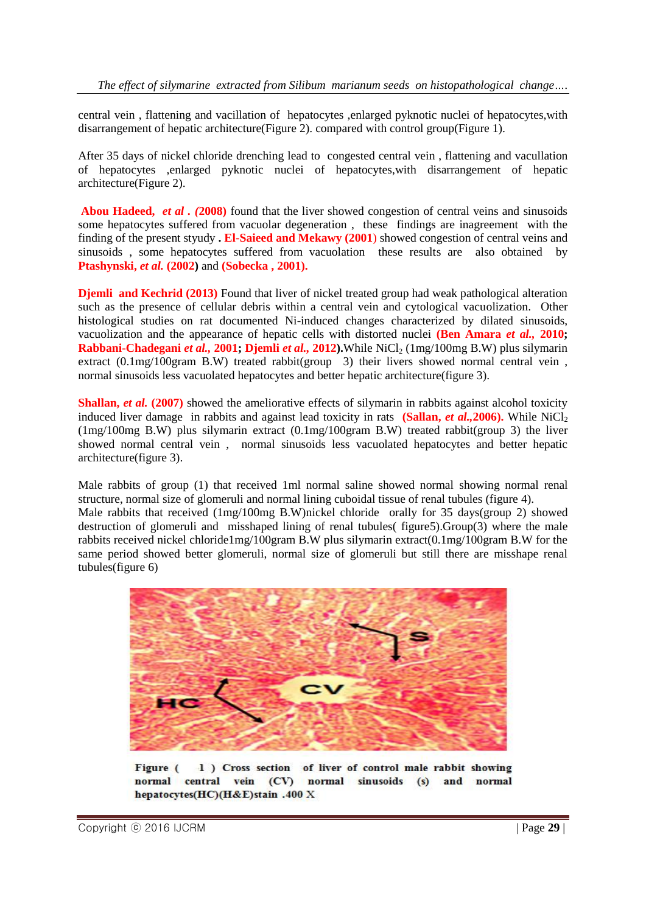central vein , flattening and vacillation of hepatocytes ,enlarged pyknotic nuclei of hepatocytes,with disarrangement of hepatic architecture(Figure 2). compared with control group(Figure 1).

After 35 days of nickel chloride drenching lead to congested central vein , flattening and vacullation of hepatocytes ,enlarged pyknotic nuclei of hepatocytes,with disarrangement of hepatic architecture(Figure 2).

**Abou Hadeed, *et al* . (2008)** found that the liver showed congestion of central veins and sinusoids some hepatocytes suffered from vacuolar degeneration , these findings are inagreement with the finding of the present styudy **. El-Saieed and Mekawy (2001**) showed congestion of central veins and sinusoids , some hepatocytes suffered from vacuolation these results are also obtained by **Ptashynski, *et al.* (2002)** and **(Sobecka , 2001).**

**Djemli and Kechrid (2013)** Found that liver of nickel treated group had weak pathological alteration such as the presence of cellular debris within a central vein and cytological vacuolization. Other histological studies on rat documented Ni-induced changes characterized by dilated sinusoids, vacuolization and the appearance of hepatic cells with distorted nuclei **(Ben Amara *et al.*, 2010; Rabbani-Chadegani *et al.*, 2001; Djemli *et al.*, 2012).**While $NiCl_2$ (1mg/100mg B.W) plus silymarin extract (0.1mg/100gram B.W) treated rabbit(group 3) their livers showed normal central vein , normal sinusoids less vacuolated hepatocytes and better hepatic architecture(figure 3).

**Shallan, *et al.* (2007)** showed the ameliorative effects of silymarin in rabbits against alcohol toxicity induced liver damage in rabbits and against lead toxicity in rats **(Sallan, *et al.*,2006).** While $NiCl_2$ (1mg/100mg B.W) plus silymarin extract (0.1mg/100gram B.W) treated rabbit(group 3) the liver showed normal central vein , normal sinusoids less vacuolated hepatocytes and better hepatic architecture(figure 3).

Male rabbits of group (1) that received 1ml normal saline showed normal showing normal renal structure, normal size of glomeruli and normal lining cuboidal tissue of renal tubules (figure 4).
Male rabbits that received (1mg/100mg B.W)nickel chloride orally for 35 days(group 2) showed destruction of glomeruli and misshaped lining of renal tubules( figure5).Group(3) where the male rabbits received nickel chloride1mg/100gram B.W plus silymarin extract(0.1mg/100gram B.W for the same period showed better glomeruli, normal size of glomeruli but still there are misshape renal tubules(figure 6)

**Figure ( 1 ) Cross section of liver of control male rabbit showing normal central vein (CV) normal sinusoids (s) and normal hepatocytes(HC)(H&E)stain .400 X**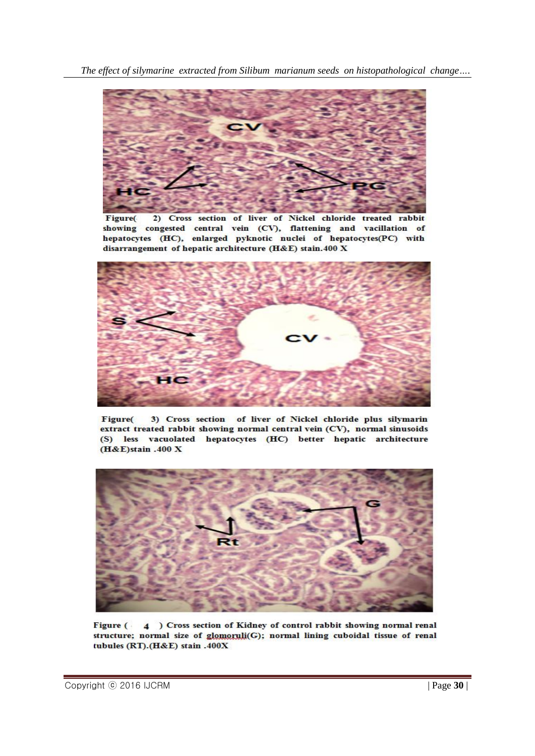Figure( 2) Cross section of liver of Nickel chloride treated rabbit showing congested central vein (CV), flattening and vacillation of hepatocytes (HC), enlarged pyknotic nuclei of hepatocytes(PC) with disarrangement of hepatic architecture (H&E) stain.400 X

Figure( 3) Cross section of liver of Nickel chloride plus silymarin extract treated rabbit showing normal central vein (CV), normal sinusoids (S) less vacuolated hepatocytes (HC) better hepatic architecture (H&E)stain .400 X

Figure ( 4 ) Cross section of Kidney of control rabbit showing normal renal structure; normal size of glomoruli(G); normal lining cuboidal tissue of renal tubules (RT).(H&E) stain .400X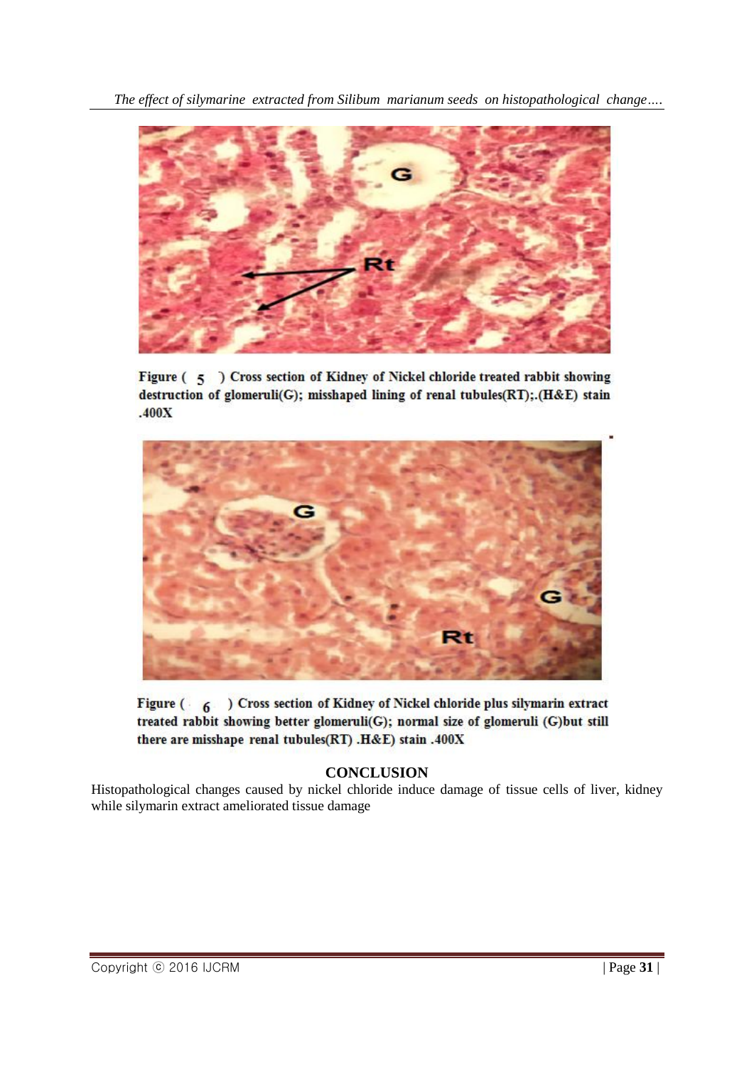Figure ( 5 ) Cross section of Kidney of Nickel chloride treated rabbit showing destruction of glomeruli(G); misshaped lining of renal tubules(RT);.(H&E) stain .400X

Figure ( 6 ) Cross section of Kidney of Nickel chloride plus silymarin extract treated rabbit showing better glomeruli(G); normal size of glomeruli (G)but still there are misshape renal tubules(RT) .H&E) stain .400X

## CONCLUSION

Histopathological changes caused by nickel chloride induce damage of tissue cells of liver, kidney while silymarin extract ameliorated tissue damage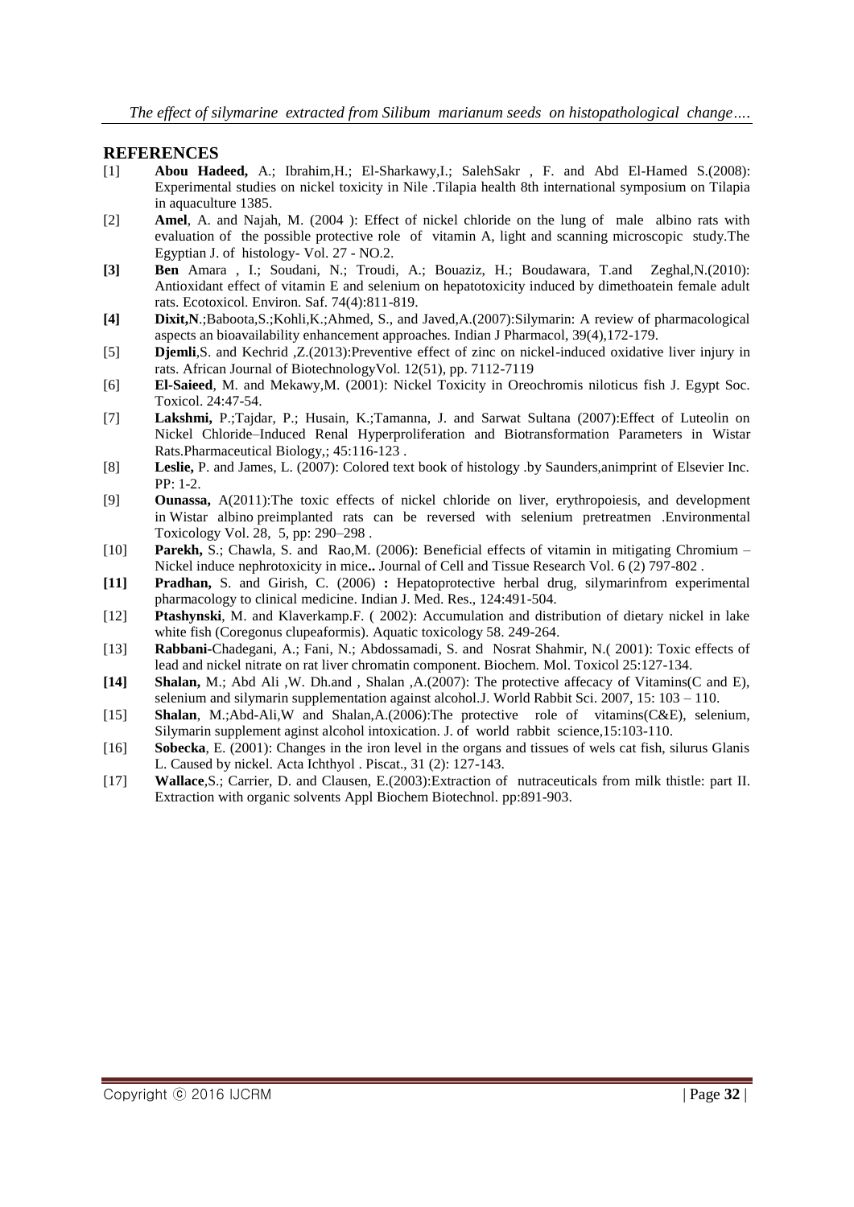## REFERENCES

[1] **Abou Hadeed,** A.; Ibrahim,H.; El-Sharkawy,I.; SalehSakr , F. and Abd El-Hamed S.(2008): Experimental studies on nickel toxicity in Nile .Tilapia health 8th international symposium on Tilapia in aquaculture 1385.

[2] **Amel**, A. and Najah, M. (2004 ): Effect of nickel chloride on the lung of male albino rats with evaluation of the possible protective role of vitamin A, light and scanning microscopic study.The Egyptian J. of histology- Vol. 27 - NO.2.

**[3]** **Ben** Amara , I.; Soudani, N.; Troudi, A.; Bouaziz, H.; Boudawara, T.and Zeghal,N.(2010): Antioxidant effect of vitamin E and selenium on hepatotoxicity induced by dimethoatein female adult rats. Ecotoxicol. Environ. Saf. 74(4):811-819.

**[4]** **Dixit,N**.;Baboota,S.;Kohli,K.;Ahmed, S., and Javed,A.(2007):Silymarin: A review of pharmacological aspects an bioavailability enhancement approaches. Indian J Pharmacol, 39(4),172-179.

[5] **Djemli**,S. and Kechrid ,Z.(2013):Preventive effect of zinc on nickel-induced oxidative liver injury in rats. African Journal of BiotechnologyVol. 12(51), pp. 7112-7119

[6] **El-Saieed**, M. and Mekawy,M. (2001): Nickel Toxicity in Oreochromis niloticus fish J. Egypt Soc. Toxicol. 24:47-54.

[7] **Lakshmi,** P.;Tajdar, P.; Husain, K.;Tamanna, J. and Sarwat Sultana (2007):Effect of Luteolin on Nickel Chloride–Induced Renal Hyperproliferation and Biotransformation Parameters in Wistar Rats.Pharmaceutical Biology,; 45:116-123 .

[8] **Leslie,** P. and James, L. (2007): Colored text book of histology .by Saunders,animprint of Elsevier Inc. PP: 1-2.

[9] **Ounassa,** A(2011):The toxic effects of nickel chloride on liver, erythropoiesis, and development in Wistar albino preimplanted rats can be reversed with selenium pretreatmen .Environmental Toxicology Vol. 28, 5, pp: 290–298 .

[10] **Parekh,** S.; Chawla, S. and Rao,M. (2006): Beneficial effects of vitamin in mitigating Chromium – Nickel induce nephrotoxicity in mice**..** Journal of Cell and Tissue Research Vol. 6 (2) 797-802 .

**[11]** **Pradhan,** S. and Girish, C. (2006) **:** Hepatoprotective herbal drug, silymarinfrom experimental pharmacology to clinical medicine. Indian J. Med. Res., 124:491-504.

[12] **Ptashynski**, M. and Klaverkamp.F. ( 2002): Accumulation and distribution of dietary nickel in lake white fish (Coregonus clupeaformis). Aquatic toxicology 58. 249-264.

[13] **Rabbani-**Chadegani, A.; Fani, N.; Abdossamadi, S. and Nosrat Shahmir, N.( 2001): Toxic effects of lead and nickel nitrate on rat liver chromatin component. Biochem. Mol. Toxicol 25:127-134.

**[14]** **Shalan,** M.; Abd Ali ,W. Dh.and , Shalan ,A.(2007): The protective affecacy of Vitamins(C and E), selenium and silymarin supplementation against alcohol.J. World Rabbit Sci. 2007, 15: 103 – 110.

[15] **Shalan**, M.;Abd-Ali,W and Shalan,A.(2006):The protective role of vitamins(C&E), selenium, Silymarin supplement aginst alcohol intoxication. J. of world rabbit science,15:103-110.

[16] **Sobecka**, E. (2001): Changes in the iron level in the organs and tissues of wels cat fish, silurus Glanis L. Caused by nickel. Acta Ichthyol . Piscat., 31 (2): 127-143.

[17] **Wallace**,S.; Carrier, D. and Clausen, E.(2003):Extraction of nutraceuticals from milk thistle: part II. Extraction with organic solvents Appl Biochem Biotechnol. pp:891-903.